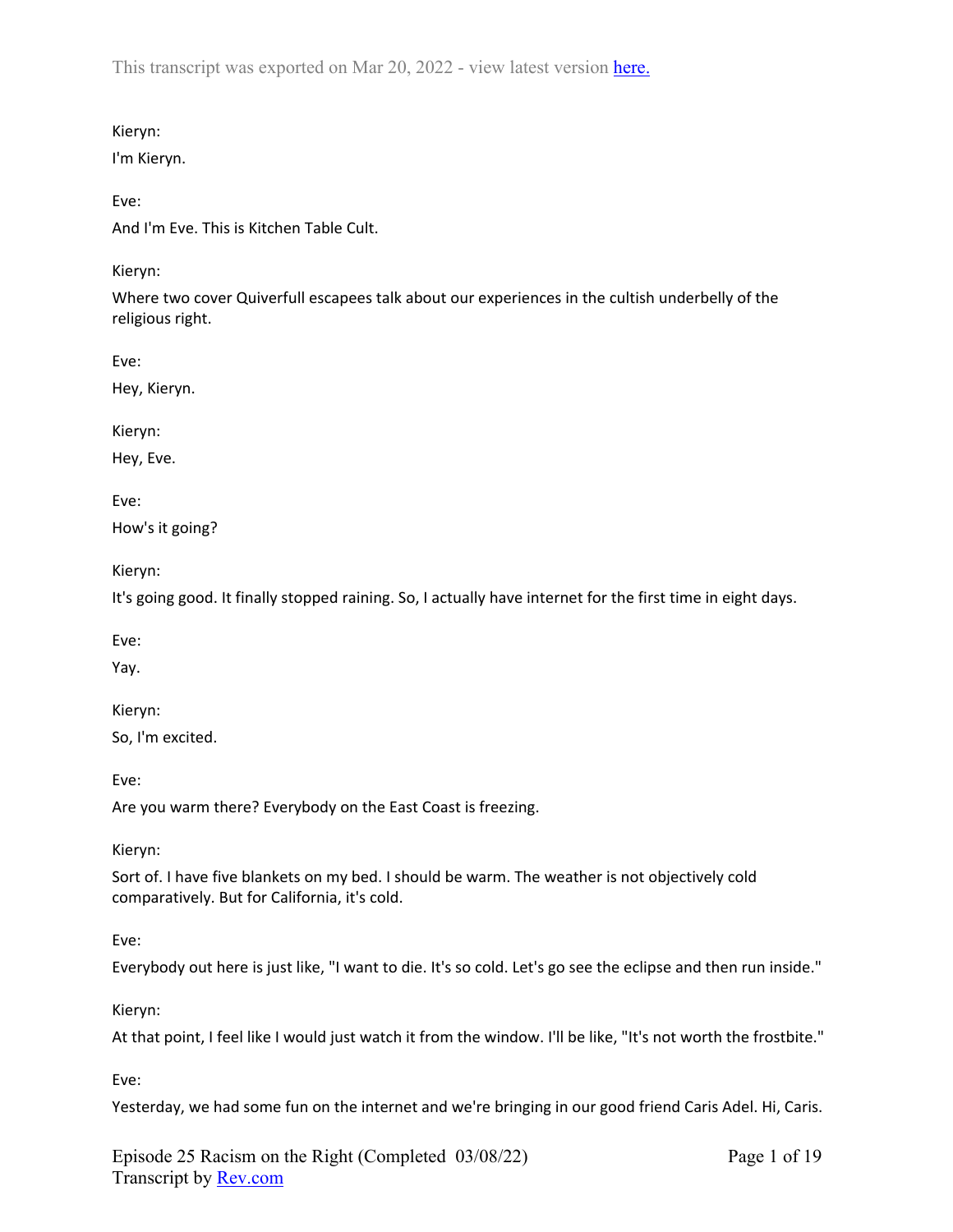This transcript was exported on Mar 20, 2022 - view latest version here.

Kieryn:

I'm Kieryn.

Eve:

And I'm Eve. This is Kitchen Table Cult.

Kieryn:

Where two cover Quiverfull escapees talk about our experiences in the cultish underbelly of the religious right.

Eve:

Hey, Kieryn.

Kieryn:

Hey, Eve.

Eve:

How's it going?

Kieryn:

It's going good. It finally stopped raining. So, I actually have internet for the first time in eight days.

Eve:

Yay.

Kieryn:

So, I'm excited.

Eve:

Are you warm there? Everybody on the East Coast is freezing.

Kieryn:

Sort of. I have five blankets on my bed. I should be warm. The weather is not objectively cold comparatively. But for California, it's cold.

Eve:

Everybody out here is just like, "I want to die. It's so cold. Let's go see the eclipse and then run inside."

Kieryn:

At that point, I feel like I would just watch it from the window. I'll be like, "It's not worth the frostbite."

Eve:

Yesterday, we had some fun on the internet and we're bringing in our good friend Caris Adel. Hi, Caris.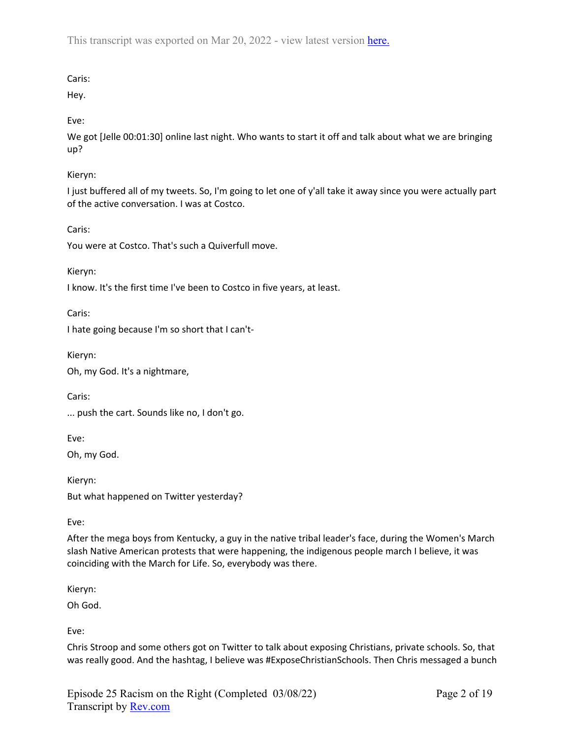Caris:

Hey.

Eve:

We got [Jelle 00:01:30] online last night. Who wants to start it off and talk about what we are bringing up?

Kieryn:

I just buffered all of my tweets. So, I'm going to let one of y'all take it away since you were actually part of the active conversation. I was at Costco.

Caris:

You were at Costco. That's such a Quiverfull move.

Kieryn:

I know. It's the first time I've been to Costco in five years, at least.

Caris:

I hate going because I'm so short that I can't-

Kieryn:

Oh, my God. It's a nightmare,

Caris:

... push the cart. Sounds like no, I don't go.

Eve:

Oh, my God.

Kieryn:

But what happened on Twitter yesterday?

Eve:

After the mega boys from Kentucky, a guy in the native tribal leader's face, during the Women's March slash Native American protests that were happening, the indigenous people march I believe, it was coinciding with the March for Life. So, everybody was there.

Kieryn:

Oh God.

Eve:

Chris Stroop and some others got on Twitter to talk about exposing Christians, private schools. So, that was really good. And the hashtag, I believe was #ExposeChristianSchools. Then Chris messaged a bunch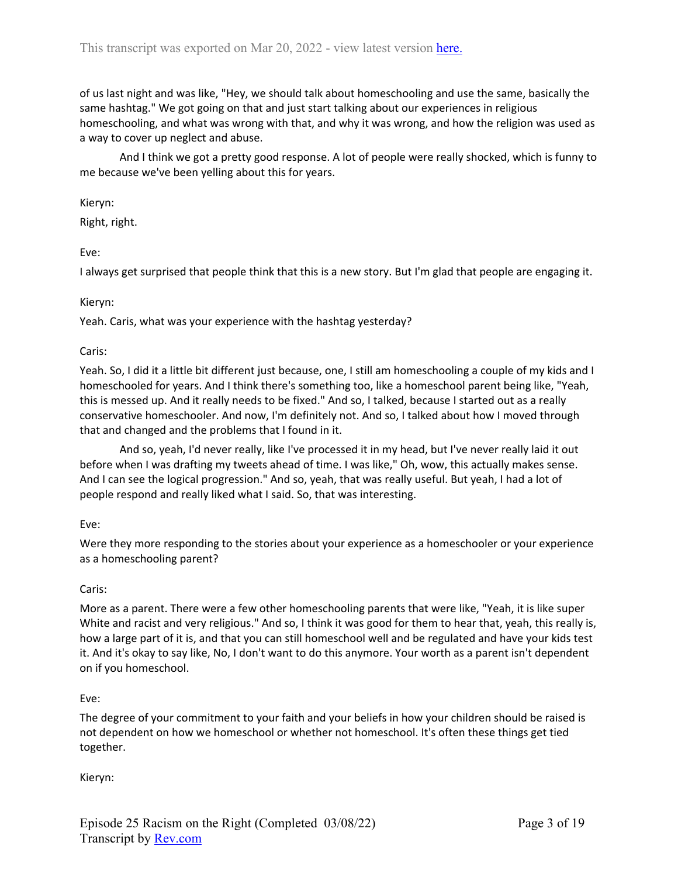of us last night and was like, "Hey, we should talk about homeschooling and use the same, basically the same hashtag." We got going on that and just start talking about our experiences in religious homeschooling, and what was wrong with that, and why it was wrong, and how the religion was used as a way to cover up neglect and abuse.

And I think we got a pretty good response. A lot of people were really shocked, which is funny to me because we've been yelling about this for years.

Kieryn:

Right, right.

Eve:

I always get surprised that people think that this is a new story. But I'm glad that people are engaging it.

Kieryn:

Yeah. Caris, what was your experience with the hashtag yesterday?

Caris:

Yeah. So, I did it a little bit different just because, one, I still am homeschooling a couple of my kids and I homeschooled for years. And I think there's something too, like a homeschool parent being like, "Yeah, this is messed up. And it really needs to be fixed." And so, I talked, because I started out as a really conservative homeschooler. And now, I'm definitely not. And so, I talked about how I moved through that and changed and the problems that I found in it.

And so, yeah, I'd never really, like I've processed it in my head, but I've never really laid it out before when I was drafting my tweets ahead of time. I was like," Oh, wow, this actually makes sense. And I can see the logical progression." And so, yeah, that was really useful. But yeah, I had a lot of people respond and really liked what I said. So, that was interesting.

Eve:

Were they more responding to the stories about your experience as a homeschooler or your experience as a homeschooling parent?

Caris:

More as a parent. There were a few other homeschooling parents that were like, "Yeah, it is like super White and racist and very religious." And so, I think it was good for them to hear that, yeah, this really is, how a large part of it is, and that you can still homeschool well and be regulated and have your kids test it. And it's okay to say like, No, I don't want to do this anymore. Your worth as a parent isn't dependent on if you homeschool.

Eve:

The degree of your commitment to your faith and your beliefs in how your children should be raised is not dependent on how we homeschool or whether not homeschool. It's often these things get tied together.

Kieryn: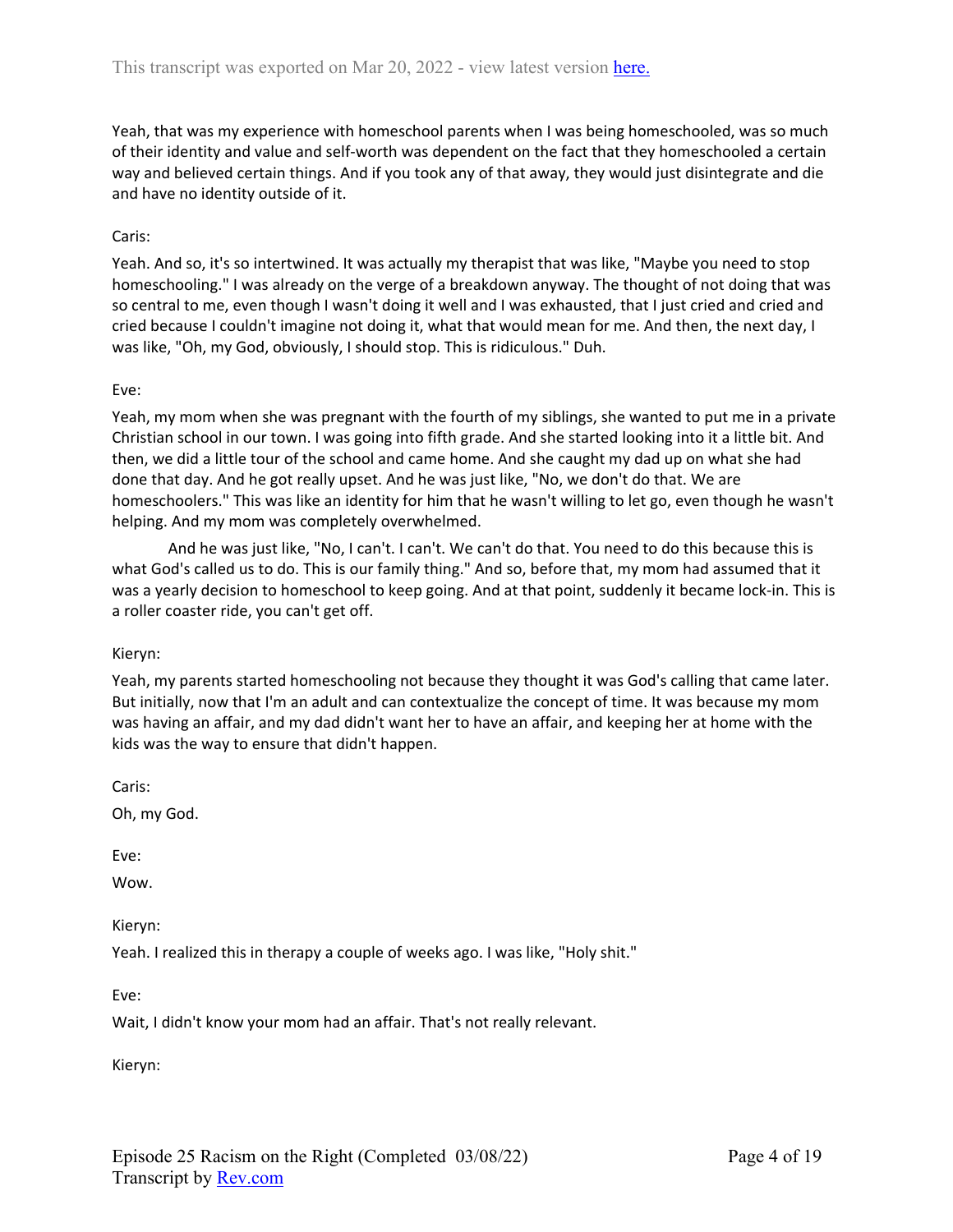Yeah, that was my experience with homeschool parents when I was being homeschooled, was so much of their identity and value and self-worth was dependent on the fact that they homeschooled a certain way and believed certain things. And if you took any of that away, they would just disintegrate and die and have no identity outside of it.

Caris:

Yeah. And so, it's so intertwined. It was actually my therapist that was like, "Maybe you need to stop homeschooling." I was already on the verge of a breakdown anyway. The thought of not doing that was so central to me, even though I wasn't doing it well and I was exhausted, that I just cried and cried and cried because I couldn't imagine not doing it, what that would mean for me. And then, the next day, I was like, "Oh, my God, obviously, I should stop. This is ridiculous." Duh.

Eve:

Yeah, my mom when she was pregnant with the fourth of my siblings, she wanted to put me in a private Christian school in our town. I was going into fifth grade. And she started looking into it a little bit. And then, we did a little tour of the school and came home. And she caught my dad up on what she had done that day. And he got really upset. And he was just like, "No, we don't do that. We are homeschoolers." This was like an identity for him that he wasn't willing to let go, even though he wasn't helping. And my mom was completely overwhelmed.

And he was just like, "No, I can't. I can't. We can't do that. You need to do this because this is what God's called us to do. This is our family thing." And so, before that, my mom had assumed that it was a yearly decision to homeschool to keep going. And at that point, suddenly it became lock-in. This is a roller coaster ride, you can't get off.

Kieryn:

Yeah, my parents started homeschooling not because they thought it was God's calling that came later. But initially, now that I'm an adult and can contextualize the concept of time. It was because my mom was having an affair, and my dad didn't want her to have an affair, and keeping her at home with the kids was the way to ensure that didn't happen.

Caris:

Oh, my God.

Eve:

Wow.

Kieryn:

Yeah. I realized this in therapy a couple of weeks ago. I was like, "Holy shit."

Eve:

Wait, I didn't know your mom had an affair. That's not really relevant.

Kieryn: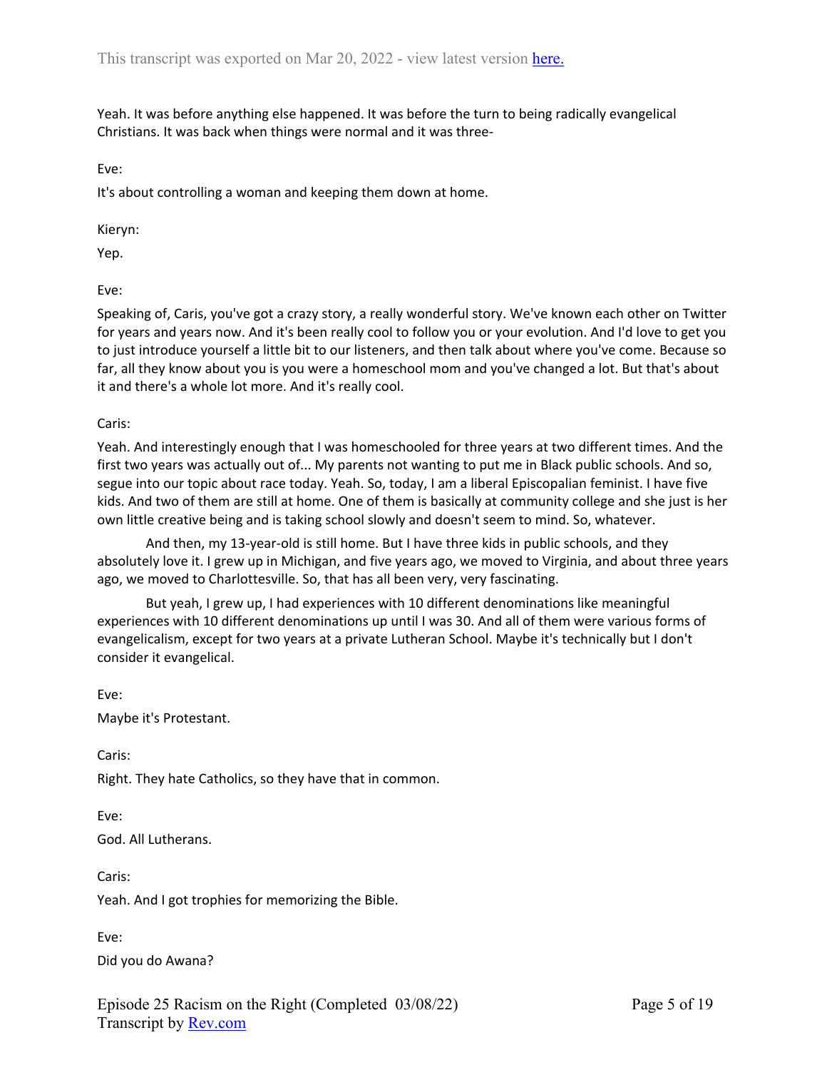Yeah. It was before anything else happened. It was before the turn to being radically evangelical Christians. It was back when things were normal and it was three-

Eve:

It's about controlling a woman and keeping them down at home.

Kieryn:

Yep.

Eve:

Speaking of, Caris, you've got a crazy story, a really wonderful story. We've known each other on Twitter for years and years now. And it's been really cool to follow you or your evolution. And I'd love to get you to just introduce yourself a little bit to our listeners, and then talk about where you've come. Because so far, all they know about you is you were a homeschool mom and you've changed a lot. But that's about it and there's a whole lot more. And it's really cool.

Caris:

Yeah. And interestingly enough that I was homeschooled for three years at two different times. And the first two years was actually out of... My parents not wanting to put me in Black public schools. And so, segue into our topic about race today. Yeah. So, today, I am a liberal Episcopalian feminist. I have five kids. And two of them are still at home. One of them is basically at community college and she just is her own little creative being and is taking school slowly and doesn't seem to mind. So, whatever.

And then, my 13-year-old is still home. But I have three kids in public schools, and they absolutely love it. I grew up in Michigan, and five years ago, we moved to Virginia, and about three years ago, we moved to Charlottesville. So, that has all been very, very fascinating.

But yeah, I grew up, I had experiences with 10 different denominations like meaningful experiences with 10 different denominations up until I was 30. And all of them were various forms of evangelicalism, except for two years at a private Lutheran School. Maybe it's technically but I don't consider it evangelical.

Eve:

Maybe it's Protestant.

Caris:

Right. They hate Catholics, so they have that in common.

Eve:

God. All Lutherans.

Caris:

Yeah. And I got trophies for memorizing the Bible.

Eve:

Did you do Awana?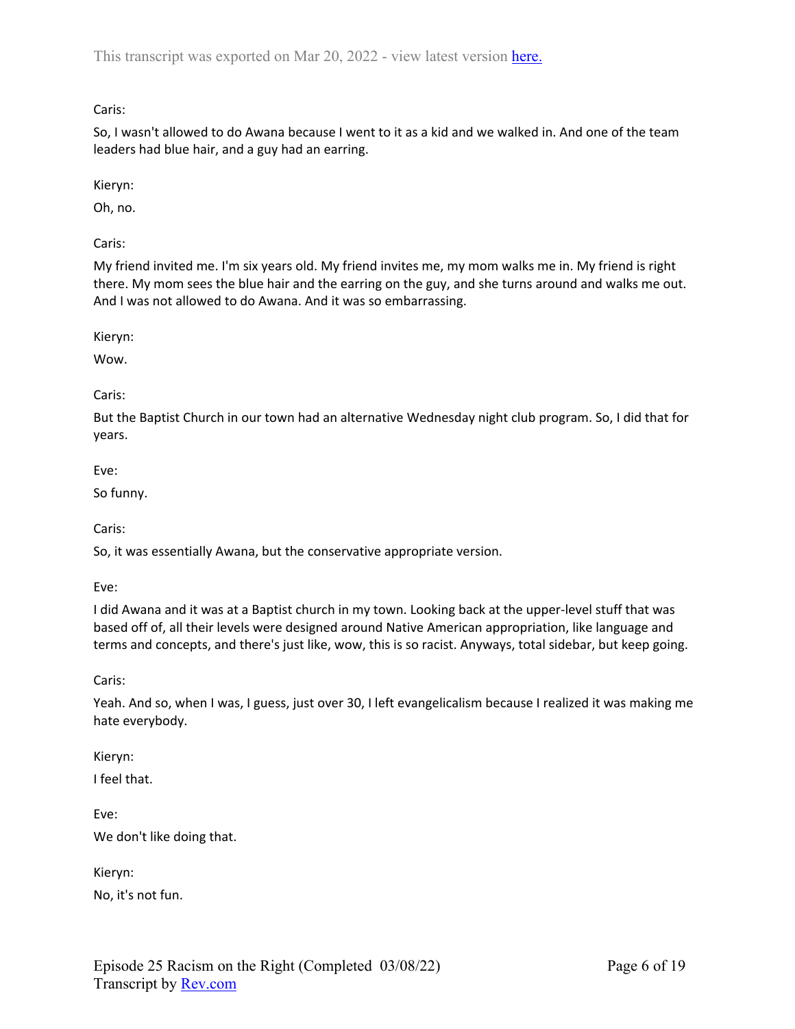Caris:

So, I wasn't allowed to do Awana because I went to it as a kid and we walked in. And one of the team leaders had blue hair, and a guy had an earring.

Kieryn:

Oh, no.

Caris:

My friend invited me. I'm six years old. My friend invites me, my mom walks me in. My friend is right there. My mom sees the blue hair and the earring on the guy, and she turns around and walks me out. And I was not allowed to do Awana. And it was so embarrassing.

Kieryn:

Wow.

Caris:

But the Baptist Church in our town had an alternative Wednesday night club program. So, I did that for years.

Eve:

So funny.

Caris:

So, it was essentially Awana, but the conservative appropriate version.

Eve:

I did Awana and it was at a Baptist church in my town. Looking back at the upper-level stuff that was based off of, all their levels were designed around Native American appropriation, like language and terms and concepts, and there's just like, wow, this is so racist. Anyways, total sidebar, but keep going.

Caris:

Yeah. And so, when I was, I guess, just over 30, I left evangelicalism because I realized it was making me hate everybody.

Kieryn:

I feel that.

Eve:

We don't like doing that.

Kieryn:

No, it's not fun.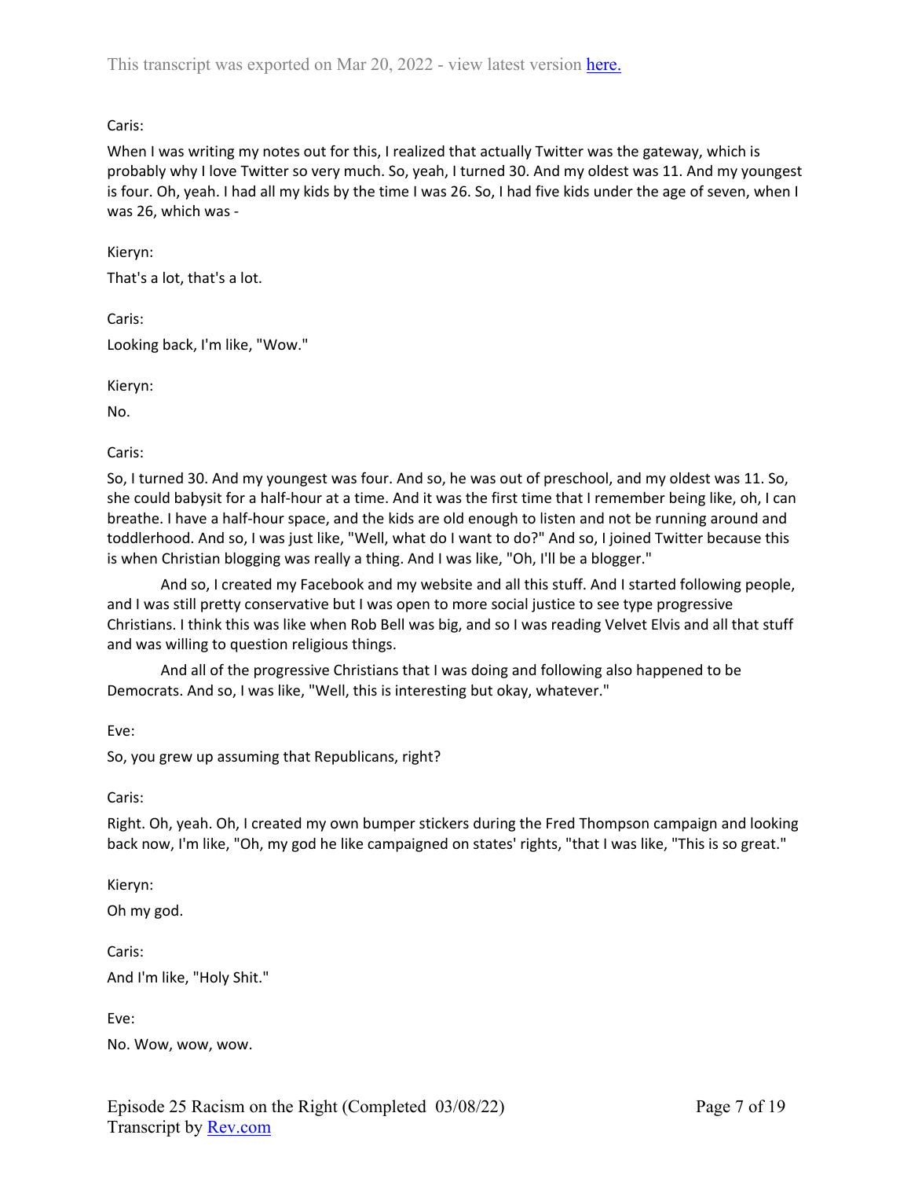Caris:

When I was writing my notes out for this, I realized that actually Twitter was the gateway, which is probably why I love Twitter so very much. So, yeah, I turned 30. And my oldest was 11. And my youngest is four. Oh, yeah. I had all my kids by the time I was 26. So, I had five kids under the age of seven, when I was 26, which was -

Kieryn:

That's a lot, that's a lot.

Caris:

Looking back, I'm like, "Wow."

Kieryn:

No.

Caris:

So, I turned 30. And my youngest was four. And so, he was out of preschool, and my oldest was 11. So, she could babysit for a half-hour at a time. And it was the first time that I remember being like, oh, I can breathe. I have a half-hour space, and the kids are old enough to listen and not be running around and toddlerhood. And so, I was just like, "Well, what do I want to do?" And so, I joined Twitter because this is when Christian blogging was really a thing. And I was like, "Oh, I'll be a blogger."

And so, I created my Facebook and my website and all this stuff. And I started following people, and I was still pretty conservative but I was open to more social justice to see type progressive Christians. I think this was like when Rob Bell was big, and so I was reading Velvet Elvis and all that stuff and was willing to question religious things.

And all of the progressive Christians that I was doing and following also happened to be Democrats. And so, I was like, "Well, this is interesting but okay, whatever."

Eve:

So, you grew up assuming that Republicans, right?

Caris:

Right. Oh, yeah. Oh, I created my own bumper stickers during the Fred Thompson campaign and looking back now, I'm like, "Oh, my god he like campaigned on states' rights, "that I was like, "This is so great."

Kieryn:

Oh my god.

Caris:

And I'm like, "Holy Shit."

Eve:

No. Wow, wow, wow.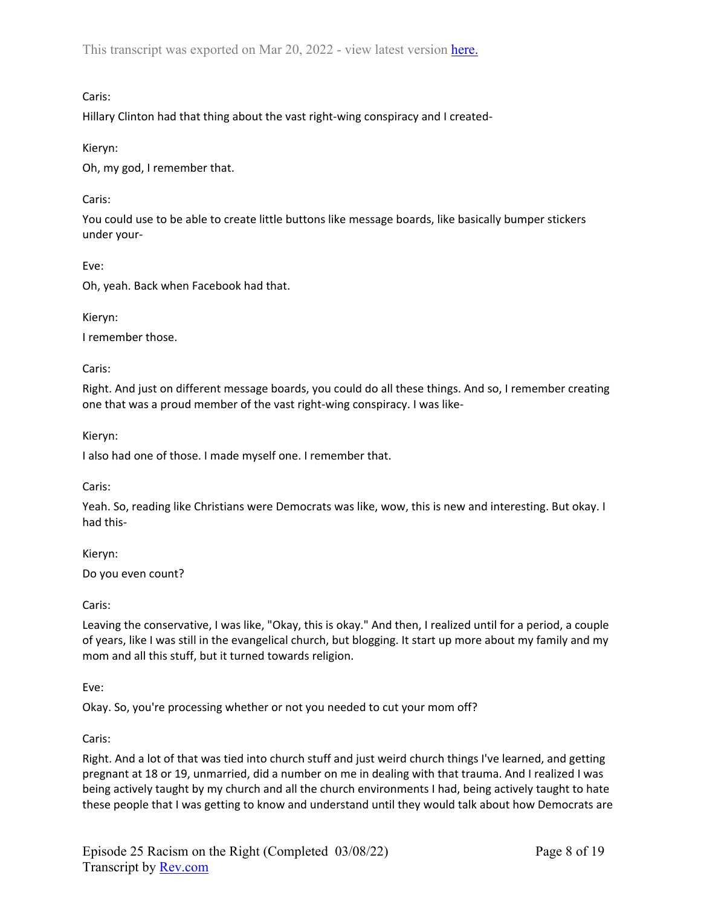Caris:

Hillary Clinton had that thing about the vast right-wing conspiracy and I created-

Kieryn:

Oh, my god, I remember that.

Caris:

You could use to be able to create little buttons like message boards, like basically bumper stickers under your-

Eve:

Oh, yeah. Back when Facebook had that.

Kieryn:

I remember those.

Caris:

Right. And just on different message boards, you could do all these things. And so, I remember creating one that was a proud member of the vast right-wing conspiracy. I was like-

Kieryn:

I also had one of those. I made myself one. I remember that.

Caris:

Yeah. So, reading like Christians were Democrats was like, wow, this is new and interesting. But okay. I had this-

Kieryn:

Do you even count?

Caris:

Leaving the conservative, I was like, "Okay, this is okay." And then, I realized until for a period, a couple of years, like I was still in the evangelical church, but blogging. It start up more about my family and my mom and all this stuff, but it turned towards religion.

Eve:

Okay. So, you're processing whether or not you needed to cut your mom off?

Caris:

Right. And a lot of that was tied into church stuff and just weird church things I've learned, and getting pregnant at 18 or 19, unmarried, did a number on me in dealing with that trauma. And I realized I was being actively taught by my church and all the church environments I had, being actively taught to hate these people that I was getting to know and understand until they would talk about how Democrats are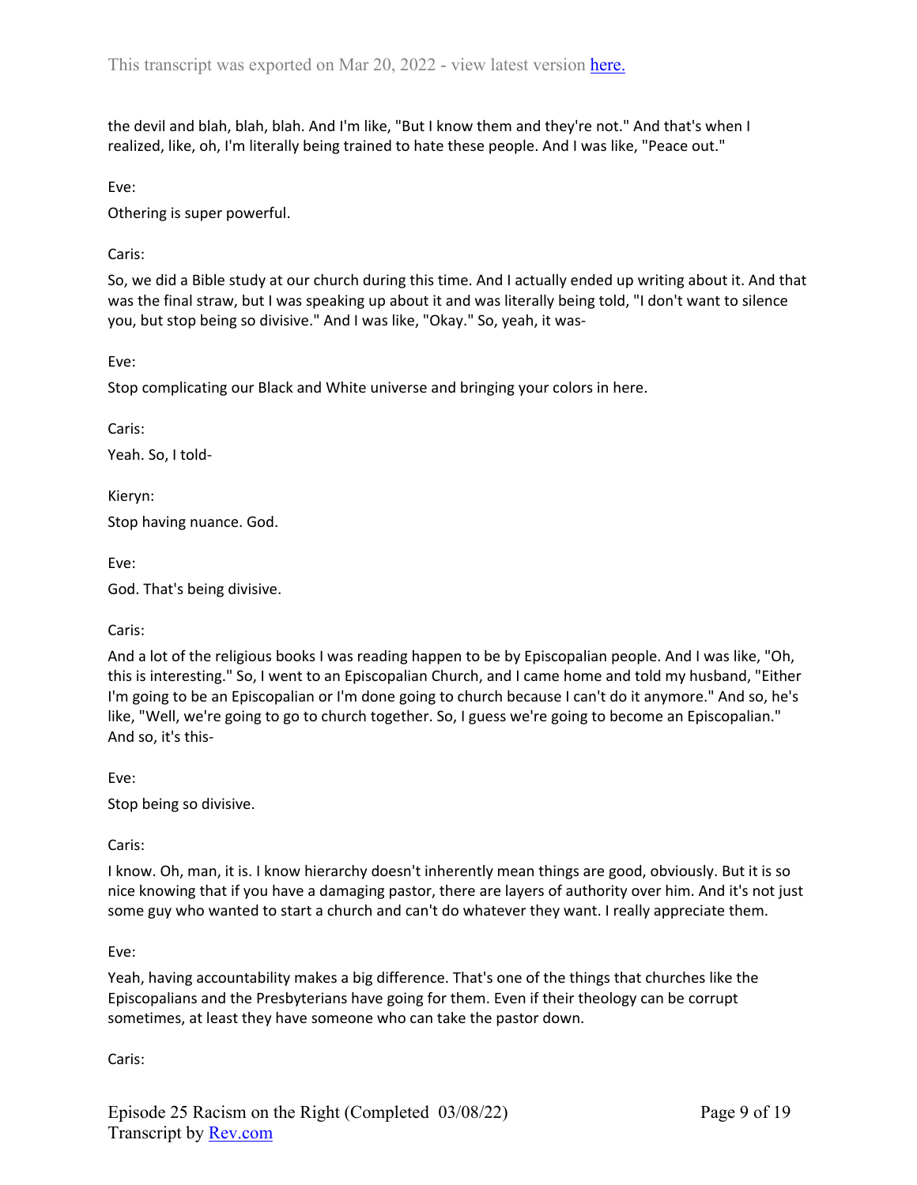the devil and blah, blah, blah. And I'm like, "But I know them and they're not." And that's when I realized, like, oh, I'm literally being trained to hate these people. And I was like, "Peace out."

Eve:

Othering is super powerful.

Caris:

So, we did a Bible study at our church during this time. And I actually ended up writing about it. And that was the final straw, but I was speaking up about it and was literally being told, "I don't want to silence you, but stop being so divisive." And I was like, "Okay." So, yeah, it was-

Eve:

Stop complicating our Black and White universe and bringing your colors in here.

Caris:

Yeah. So, I told-

Kieryn:

Stop having nuance. God.

Eve:

God. That's being divisive.

Caris:

And a lot of the religious books I was reading happen to be by Episcopalian people. And I was like, "Oh, this is interesting." So, I went to an Episcopalian Church, and I came home and told my husband, "Either I'm going to be an Episcopalian or I'm done going to church because I can't do it anymore." And so, he's like, "Well, we're going to go to church together. So, I guess we're going to become an Episcopalian." And so, it's this-

Eve:

Stop being so divisive.

Caris:

I know. Oh, man, it is. I know hierarchy doesn't inherently mean things are good, obviously. But it is so nice knowing that if you have a damaging pastor, there are layers of authority over him. And it's not just some guy who wanted to start a church and can't do whatever they want. I really appreciate them.

Eve:

Yeah, having accountability makes a big difference. That's one of the things that churches like the Episcopalians and the Presbyterians have going for them. Even if their theology can be corrupt sometimes, at least they have someone who can take the pastor down.

Caris: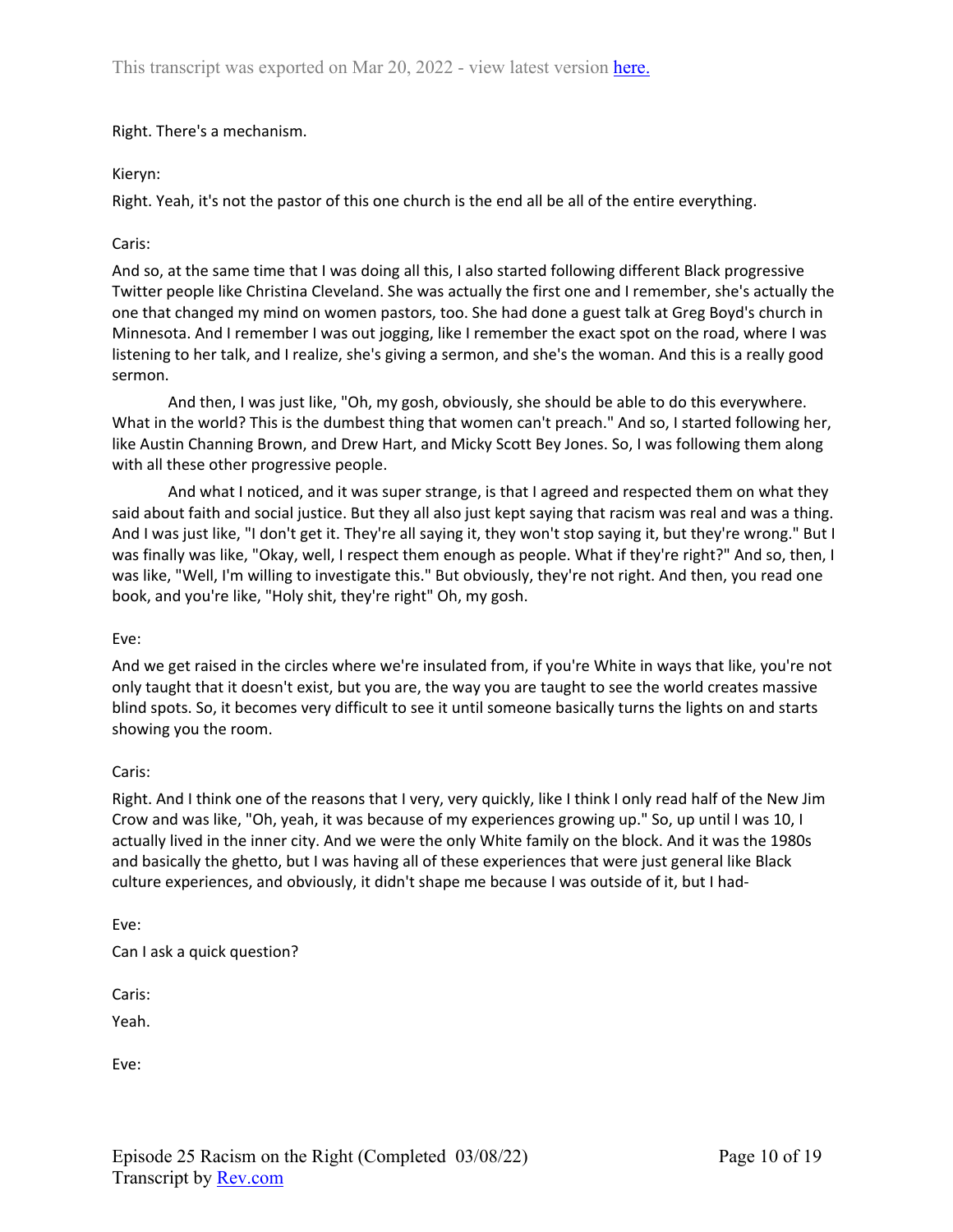Right. There's a mechanism.

Kieryn:

Right. Yeah, it's not the pastor of this one church is the end all be all of the entire everything.

Caris:

And so, at the same time that I was doing all this, I also started following different Black progressive Twitter people like Christina Cleveland. She was actually the first one and I remember, she's actually the one that changed my mind on women pastors, too. She had done a guest talk at Greg Boyd's church in Minnesota. And I remember I was out jogging, like I remember the exact spot on the road, where I was listening to her talk, and I realize, she's giving a sermon, and she's the woman. And this is a really good sermon.

And then, I was just like, "Oh, my gosh, obviously, she should be able to do this everywhere. What in the world? This is the dumbest thing that women can't preach." And so, I started following her, like Austin Channing Brown, and Drew Hart, and Micky Scott Bey Jones. So, I was following them along with all these other progressive people.

And what I noticed, and it was super strange, is that I agreed and respected them on what they said about faith and social justice. But they all also just kept saying that racism was real and was a thing. And I was just like, "I don't get it. They're all saying it, they won't stop saying it, but they're wrong." But I was finally was like, "Okay, well, I respect them enough as people. What if they're right?" And so, then, I was like, "Well, I'm willing to investigate this." But obviously, they're not right. And then, you read one book, and you're like, "Holy shit, they're right" Oh, my gosh.

Eve:

And we get raised in the circles where we're insulated from, if you're White in ways that like, you're not only taught that it doesn't exist, but you are, the way you are taught to see the world creates massive blind spots. So, it becomes very difficult to see it until someone basically turns the lights on and starts showing you the room.

Caris:

Right. And I think one of the reasons that I very, very quickly, like I think I only read half of the New Jim Crow and was like, "Oh, yeah, it was because of my experiences growing up." So, up until I was 10, I actually lived in the inner city. And we were the only White family on the block. And it was the 1980s and basically the ghetto, but I was having all of these experiences that were just general like Black culture experiences, and obviously, it didn't shape me because I was outside of it, but I had-

Eve:

Can I ask a quick question?

Caris:

Yeah.

Eve: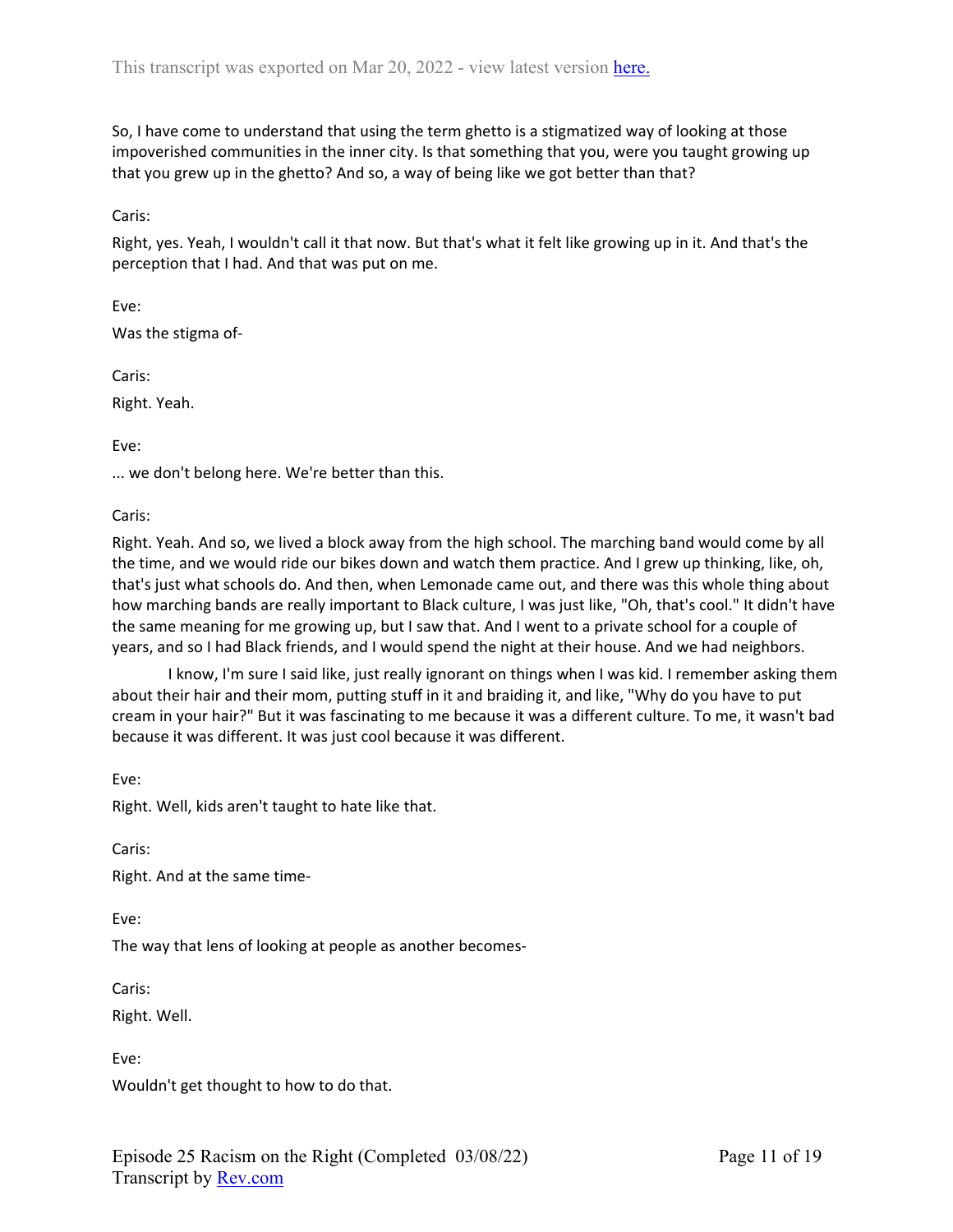So, I have come to understand that using the term ghetto is a stigmatized way of looking at those impoverished communities in the inner city. Is that something that you, were you taught growing up that you grew up in the ghetto? And so, a way of being like we got better than that?

Caris:

Right, yes. Yeah, I wouldn't call it that now. But that's what it felt like growing up in it. And that's the perception that I had. And that was put on me.

Eve:

Was the stigma of-

Caris:

Right. Yeah.

Eve:

... we don't belong here. We're better than this.

Caris:

Right. Yeah. And so, we lived a block away from the high school. The marching band would come by all the time, and we would ride our bikes down and watch them practice. And I grew up thinking, like, oh, that's just what schools do. And then, when Lemonade came out, and there was this whole thing about how marching bands are really important to Black culture, I was just like, "Oh, that's cool." It didn't have the same meaning for me growing up, but I saw that. And I went to a private school for a couple of years, and so I had Black friends, and I would spend the night at their house. And we had neighbors.

I know, I'm sure I said like, just really ignorant on things when I was kid. I remember asking them about their hair and their mom, putting stuff in it and braiding it, and like, "Why do you have to put cream in your hair?" But it was fascinating to me because it was a different culture. To me, it wasn't bad because it was different. It was just cool because it was different.

Eve:

Right. Well, kids aren't taught to hate like that.

Caris:

Right. And at the same time-

Eve:

The way that lens of looking at people as another becomes-

Caris:

Right. Well.

Eve:

Wouldn't get thought to how to do that.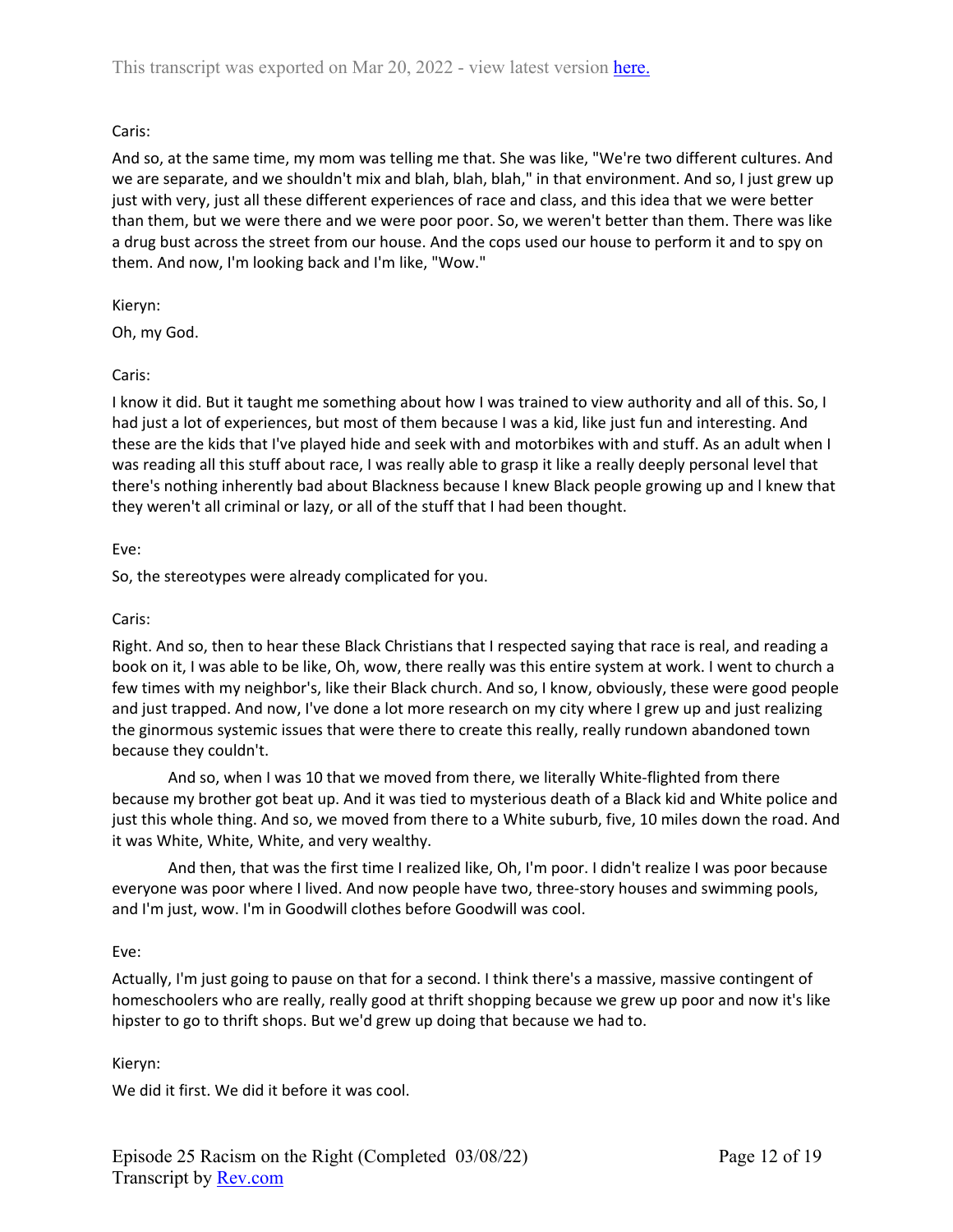Caris:

And so, at the same time, my mom was telling me that. She was like, "We're two different cultures. And we are separate, and we shouldn't mix and blah, blah, blah," in that environment. And so, I just grew up just with very, just all these different experiences of race and class, and this idea that we were better than them, but we were there and we were poor poor. So, we weren't better than them. There was like a drug bust across the street from our house. And the cops used our house to perform it and to spy on them. And now, I'm looking back and I'm like, "Wow."

Kieryn:

Oh, my God.

Caris:

I know it did. But it taught me something about how I was trained to view authority and all of this. So, I had just a lot of experiences, but most of them because I was a kid, like just fun and interesting. And these are the kids that I've played hide and seek with and motorbikes with and stuff. As an adult when I was reading all this stuff about race, I was really able to grasp it like a really deeply personal level that there's nothing inherently bad about Blackness because I knew Black people growing up and I knew that they weren't all criminal or lazy, or all of the stuff that I had been thought.

Eve:

So, the stereotypes were already complicated for you.

Caris:

Right. And so, then to hear these Black Christians that I respected saying that race is real, and reading a book on it, I was able to be like, Oh, wow, there really was this entire system at work. I went to church a few times with my neighbor's, like their Black church. And so, I know, obviously, these were good people and just trapped. And now, I've done a lot more research on my city where I grew up and just realizing the ginormous systemic issues that were there to create this really, really rundown abandoned town because they couldn't.

And so, when I was 10 that we moved from there, we literally White-flighted from there because my brother got beat up. And it was tied to mysterious death of a Black kid and White police and just this whole thing. And so, we moved from there to a White suburb, five, 10 miles down the road. And it was White, White, White, and very wealthy.

And then, that was the first time I realized like, Oh, I'm poor. I didn't realize I was poor because everyone was poor where I lived. And now people have two, three-story houses and swimming pools, and I'm just, wow. I'm in Goodwill clothes before Goodwill was cool.

Eve:

Actually, I'm just going to pause on that for a second. I think there's a massive, massive contingent of homeschoolers who are really, really good at thrift shopping because we grew up poor and now it's like hipster to go to thrift shops. But we'd grew up doing that because we had to.

Kieryn:

We did it first. We did it before it was cool.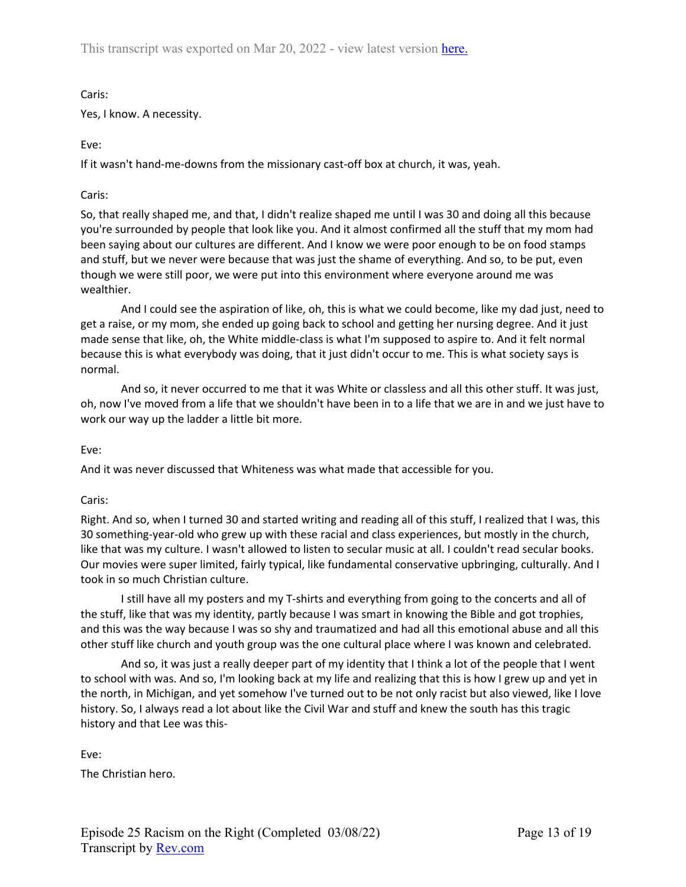Caris:

Yes, I know. A necessity.

Eve:

If it wasn't hand-me-downs from the missionary cast-off box at church, it was, yeah.

Caris:

So, that really shaped me, and that, I didn't realize shaped me until I was 30 and doing all this because you're surrounded by people that look like you. And it almost confirmed all the stuff that my mom had been saying about our cultures are different. And I know we were poor enough to be on food stamps and stuff, but we never were because that was just the shame of everything. And so, to be put, even though we were still poor, we were put into this environment where everyone around me was wealthier.

And I could see the aspiration of like, oh, this is what we could become, like my dad just, need to get a raise, or my mom, she ended up going back to school and getting her nursing degree. And it just made sense that like, oh, the White middle-class is what I'm supposed to aspire to. And it felt normal because this is what everybody was doing, that it just didn't occur to me. This is what society says is normal.

And so, it never occurred to me that it was White or classless and all this other stuff. It was just, oh, now I've moved from a life that we shouldn't have been in to a life that we are in and we just have to work our way up the ladder a little bit more.

Eve:

And it was never discussed that Whiteness was what made that accessible for you.

Caris:

Right. And so, when I turned 30 and started writing and reading all of this stuff, I realized that I was, this 30 something-year-old who grew up with these racial and class experiences, but mostly in the church, like that was my culture. I wasn't allowed to listen to secular music at all. I couldn't read secular books. Our movies were super limited, fairly typical, like fundamental conservative upbringing, culturally. And I took in so much Christian culture.

I still have all my posters and my T-shirts and everything from going to the concerts and all of the stuff, like that was my identity, partly because I was smart in knowing the Bible and got trophies, and this was the way because I was so shy and traumatized and had all this emotional abuse and all this other stuff like church and youth group was the one cultural place where I was known and celebrated.

And so, it was just a really deeper part of my identity that I think a lot of the people that I went to school with was. And so, I'm looking back at my life and realizing that this is how I grew up and yet in the north, in Michigan, and yet somehow I've turned out to be not only racist but also viewed, like I love history. So, I always read a lot about like the Civil War and stuff and knew the south has this tragic history and that Lee was this-

Eve:

The Christian hero.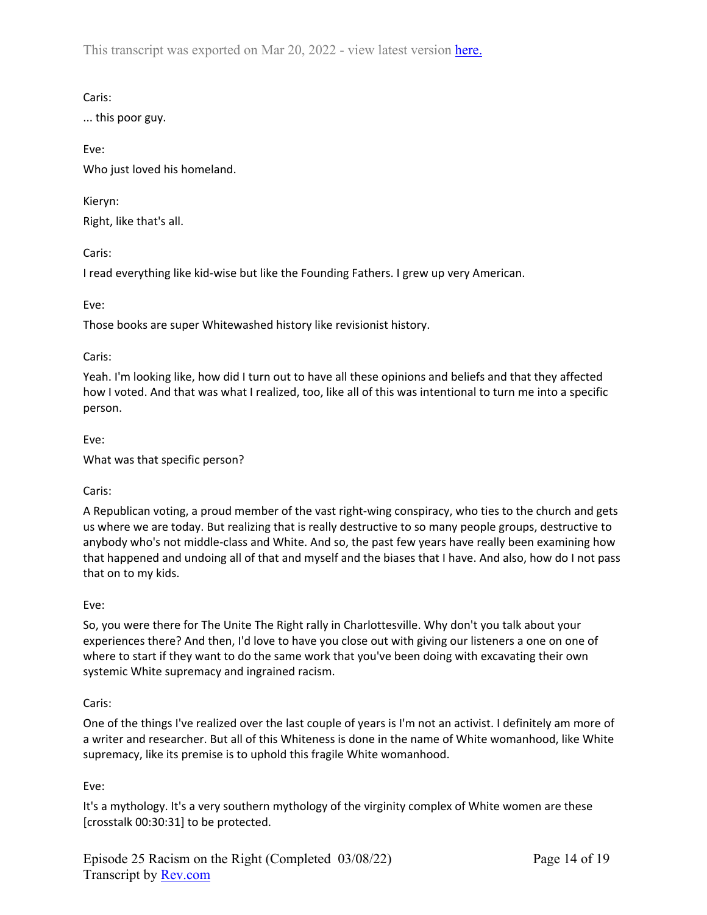Caris:

... this poor guy.

Eve:

Who just loved his homeland.

Kieryn:

Right, like that's all.

Caris:

I read everything like kid-wise but like the Founding Fathers. I grew up very American.

Eve:

Those books are super Whitewashed history like revisionist history.

Caris:

Yeah. I'm looking like, how did I turn out to have all these opinions and beliefs and that they affected how I voted. And that was what I realized, too, like all of this was intentional to turn me into a specific person.

Eve:

What was that specific person?

Caris:

A Republican voting, a proud member of the vast right-wing conspiracy, who ties to the church and gets us where we are today. But realizing that is really destructive to so many people groups, destructive to anybody who's not middle-class and White. And so, the past few years have really been examining how that happened and undoing all of that and myself and the biases that I have. And also, how do I not pass that on to my kids.

Eve:

So, you were there for The Unite The Right rally in Charlottesville. Why don't you talk about your experiences there? And then, I'd love to have you close out with giving our listeners a one on one of where to start if they want to do the same work that you've been doing with excavating their own systemic White supremacy and ingrained racism.

Caris:

One of the things I've realized over the last couple of years is I'm not an activist. I definitely am more of a writer and researcher. But all of this Whiteness is done in the name of White womanhood, like White supremacy, like its premise is to uphold this fragile White womanhood.

Eve:

It's a mythology. It's a very southern mythology of the virginity complex of White women are these [crosstalk 00:30:31] to be protected.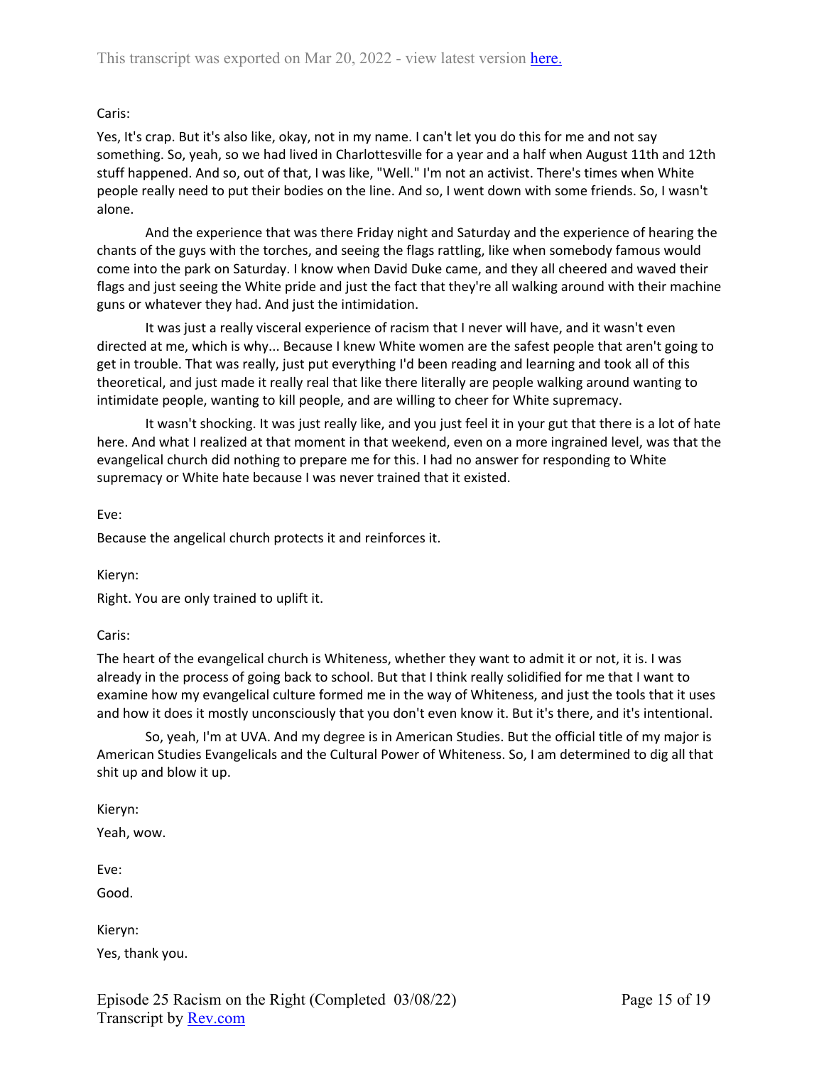Caris:

Yes, It's crap. But it's also like, okay, not in my name. I can't let you do this for me and not say something. So, yeah, so we had lived in Charlottesville for a year and a half when August 11th and 12th stuff happened. And so, out of that, I was like, "Well." I'm not an activist. There's times when White people really need to put their bodies on the line. And so, I went down with some friends. So, I wasn't alone.

And the experience that was there Friday night and Saturday and the experience of hearing the chants of the guys with the torches, and seeing the flags rattling, like when somebody famous would come into the park on Saturday. I know when David Duke came, and they all cheered and waved their flags and just seeing the White pride and just the fact that they're all walking around with their machine guns or whatever they had. And just the intimidation.

It was just a really visceral experience of racism that I never will have, and it wasn't even directed at me, which is why... Because I knew White women are the safest people that aren't going to get in trouble. That was really, just put everything I'd been reading and learning and took all of this theoretical, and just made it really real that like there literally are people walking around wanting to intimidate people, wanting to kill people, and are willing to cheer for White supremacy.

It wasn't shocking. It was just really like, and you just feel it in your gut that there is a lot of hate here. And what I realized at that moment in that weekend, even on a more ingrained level, was that the evangelical church did nothing to prepare me for this. I had no answer for responding to White supremacy or White hate because I was never trained that it existed.

Eve:

Because the angelical church protects it and reinforces it.

Kieryn:

Right. You are only trained to uplift it.

Caris:

The heart of the evangelical church is Whiteness, whether they want to admit it or not, it is. I was already in the process of going back to school. But that I think really solidified for me that I want to examine how my evangelical culture formed me in the way of Whiteness, and just the tools that it uses and how it does it mostly unconsciously that you don't even know it. But it's there, and it's intentional.

So, yeah, I'm at UVA. And my degree is in American Studies. But the official title of my major is American Studies Evangelicals and the Cultural Power of Whiteness. So, I am determined to dig all that shit up and blow it up.

Kieryn:

Yeah, wow.

Eve:

Good.

Kieryn:

Yes, thank you.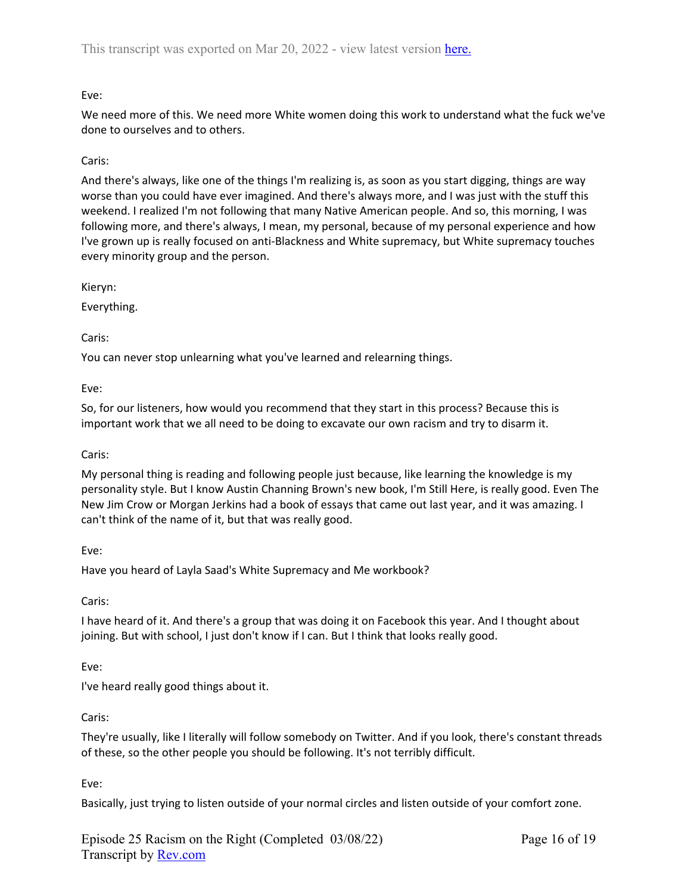Eve:

We need more of this. We need more White women doing this work to understand what the fuck we've done to ourselves and to others.

Caris:

And there's always, like one of the things I'm realizing is, as soon as you start digging, things are way worse than you could have ever imagined. And there's always more, and I was just with the stuff this weekend. I realized I'm not following that many Native American people. And so, this morning, I was following more, and there's always, I mean, my personal, because of my personal experience and how I've grown up is really focused on anti-Blackness and White supremacy, but White supremacy touches every minority group and the person.

Kieryn:

Everything.

Caris:

You can never stop unlearning what you've learned and relearning things.

Eve:

So, for our listeners, how would you recommend that they start in this process? Because this is important work that we all need to be doing to excavate our own racism and try to disarm it.

Caris:

My personal thing is reading and following people just because, like learning the knowledge is my personality style. But I know Austin Channing Brown's new book, I'm Still Here, is really good. Even The New Jim Crow or Morgan Jerkins had a book of essays that came out last year, and it was amazing. I can't think of the name of it, but that was really good.

Eve:

Have you heard of Layla Saad's White Supremacy and Me workbook?

Caris:

I have heard of it. And there's a group that was doing it on Facebook this year. And I thought about joining. But with school, I just don't know if I can. But I think that looks really good.

Eve:

I've heard really good things about it.

Caris:

They're usually, like I literally will follow somebody on Twitter. And if you look, there's constant threads of these, so the other people you should be following. It's not terribly difficult.

Eve:

Basically, just trying to listen outside of your normal circles and listen outside of your comfort zone.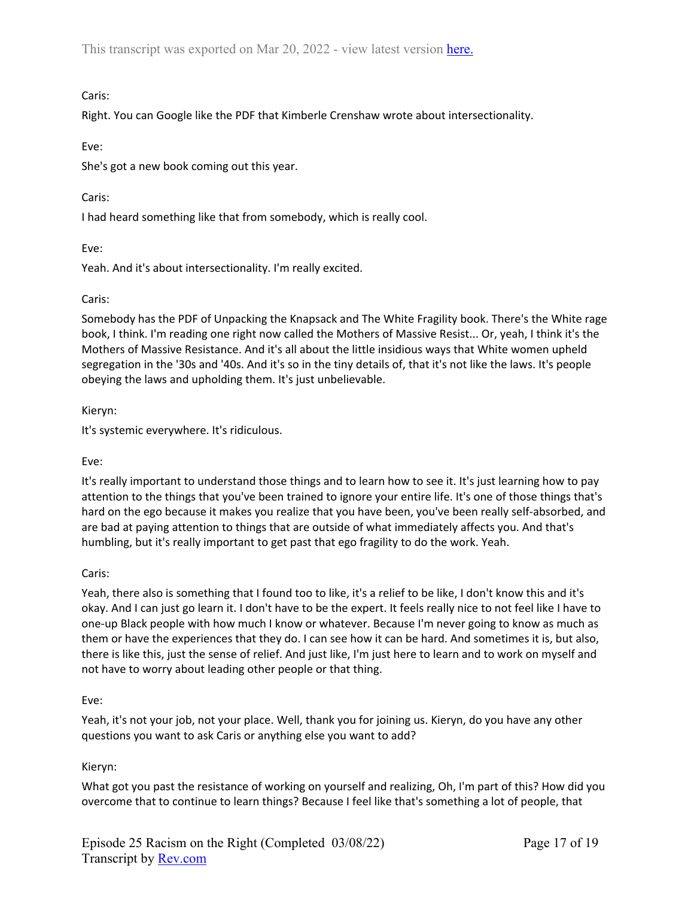Caris:

Right. You can Google like the PDF that Kimberle Crenshaw wrote about intersectionality.

Eve:

She's got a new book coming out this year.

Caris:

I had heard something like that from somebody, which is really cool.

Eve:

Yeah. And it's about intersectionality. I'm really excited.

Caris:

Somebody has the PDF of Unpacking the Knapsack and The White Fragility book. There's the White rage book, I think. I'm reading one right now called the Mothers of Massive Resist... Or, yeah, I think it's the Mothers of Massive Resistance. And it's all about the little insidious ways that White women upheld segregation in the '30s and '40s. And it's so in the tiny details of, that it's not like the laws. It's people obeying the laws and upholding them. It's just unbelievable.

Kieryn:

It's systemic everywhere. It's ridiculous.

Eve:

It's really important to understand those things and to learn how to see it. It's just learning how to pay attention to the things that you've been trained to ignore your entire life. It's one of those things that's hard on the ego because it makes you realize that you have been, you've been really self-absorbed, and are bad at paying attention to things that are outside of what immediately affects you. And that's humbling, but it's really important to get past that ego fragility to do the work. Yeah.

Caris:

Yeah, there also is something that I found too to like, it's a relief to be like, I don't know this and it's okay. And I can just go learn it. I don't have to be the expert. It feels really nice to not feel like I have to one-up Black people with how much I know or whatever. Because I'm never going to know as much as them or have the experiences that they do. I can see how it can be hard. And sometimes it is, but also, there is like this, just the sense of relief. And just like, I'm just here to learn and to work on myself and not have to worry about leading other people or that thing.

Eve:

Yeah, it's not your job, not your place. Well, thank you for joining us. Kieryn, do you have any other questions you want to ask Caris or anything else you want to add?

Kieryn:

What got you past the resistance of working on yourself and realizing, Oh, I'm part of this? How did you overcome that to continue to learn things? Because I feel like that's something a lot of people, that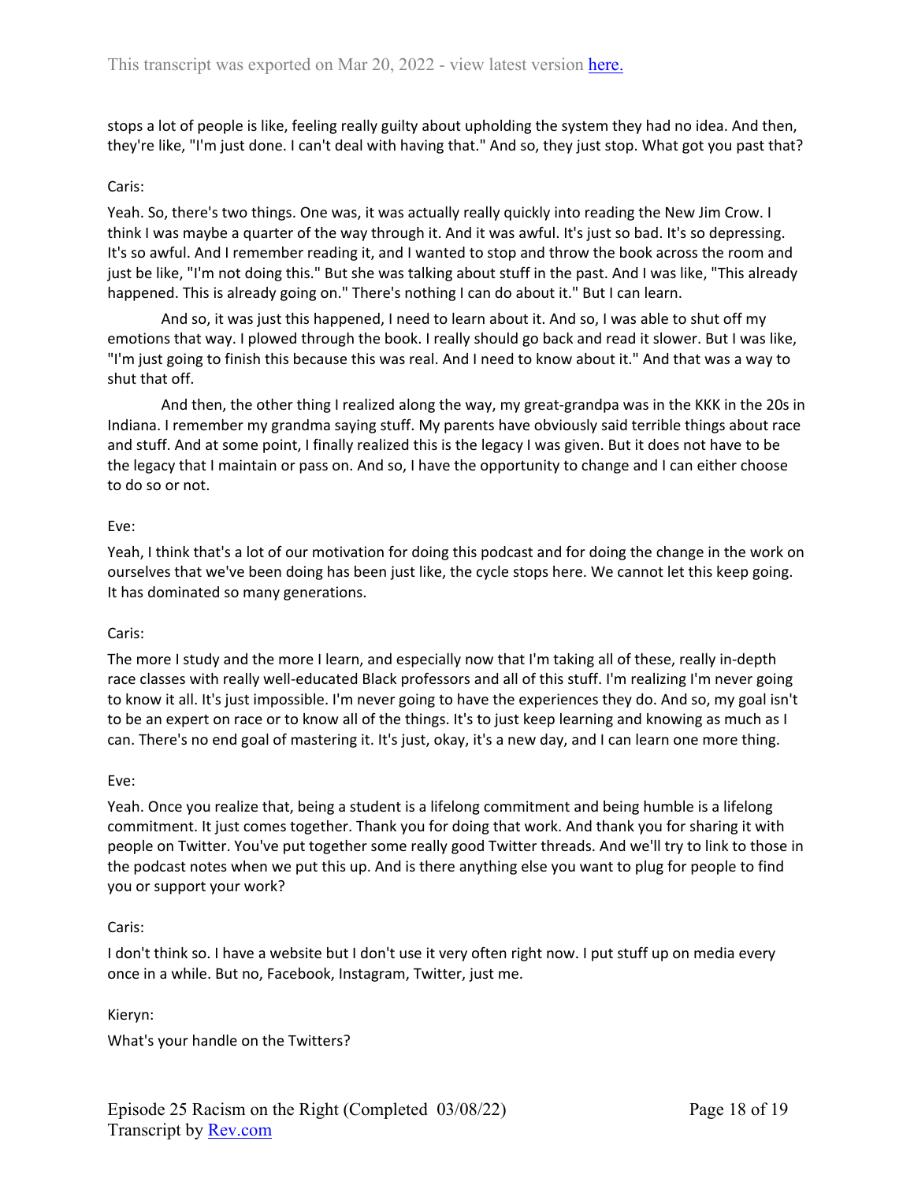stops a lot of people is like, feeling really guilty about upholding the system they had no idea. And then, they're like, "I'm just done. I can't deal with having that." And so, they just stop. What got you past that?

Caris:

Yeah. So, there's two things. One was, it was actually really quickly into reading the New Jim Crow. I think I was maybe a quarter of the way through it. And it was awful. It's just so bad. It's so depressing. It's so awful. And I remember reading it, and I wanted to stop and throw the book across the room and just be like, "I'm not doing this." But she was talking about stuff in the past. And I was like, "This already happened. This is already going on." There's nothing I can do about it." But I can learn.

And so, it was just this happened, I need to learn about it. And so, I was able to shut off my emotions that way. I plowed through the book. I really should go back and read it slower. But I was like, "I'm just going to finish this because this was real. And I need to know about it." And that was a way to shut that off.

And then, the other thing I realized along the way, my great-grandpa was in the KKK in the 20s in Indiana. I remember my grandma saying stuff. My parents have obviously said terrible things about race and stuff. And at some point, I finally realized this is the legacy I was given. But it does not have to be the legacy that I maintain or pass on. And so, I have the opportunity to change and I can either choose to do so or not.

Eve:

Yeah, I think that's a lot of our motivation for doing this podcast and for doing the change in the work on ourselves that we've been doing has been just like, the cycle stops here. We cannot let this keep going. It has dominated so many generations.

Caris:

The more I study and the more I learn, and especially now that I'm taking all of these, really in-depth race classes with really well-educated Black professors and all of this stuff. I'm realizing I'm never going to know it all. It's just impossible. I'm never going to have the experiences they do. And so, my goal isn't to be an expert on race or to know all of the things. It's to just keep learning and knowing as much as I can. There's no end goal of mastering it. It's just, okay, it's a new day, and I can learn one more thing.

Eve:

Yeah. Once you realize that, being a student is a lifelong commitment and being humble is a lifelong commitment. It just comes together. Thank you for doing that work. And thank you for sharing it with people on Twitter. You've put together some really good Twitter threads. And we'll try to link to those in the podcast notes when we put this up. And is there anything else you want to plug for people to find you or support your work?

Caris:

I don't think so. I have a website but I don't use it very often right now. I put stuff up on media every once in a while. But no, Facebook, Instagram, Twitter, just me.

Kieryn:

What's your handle on the Twitters?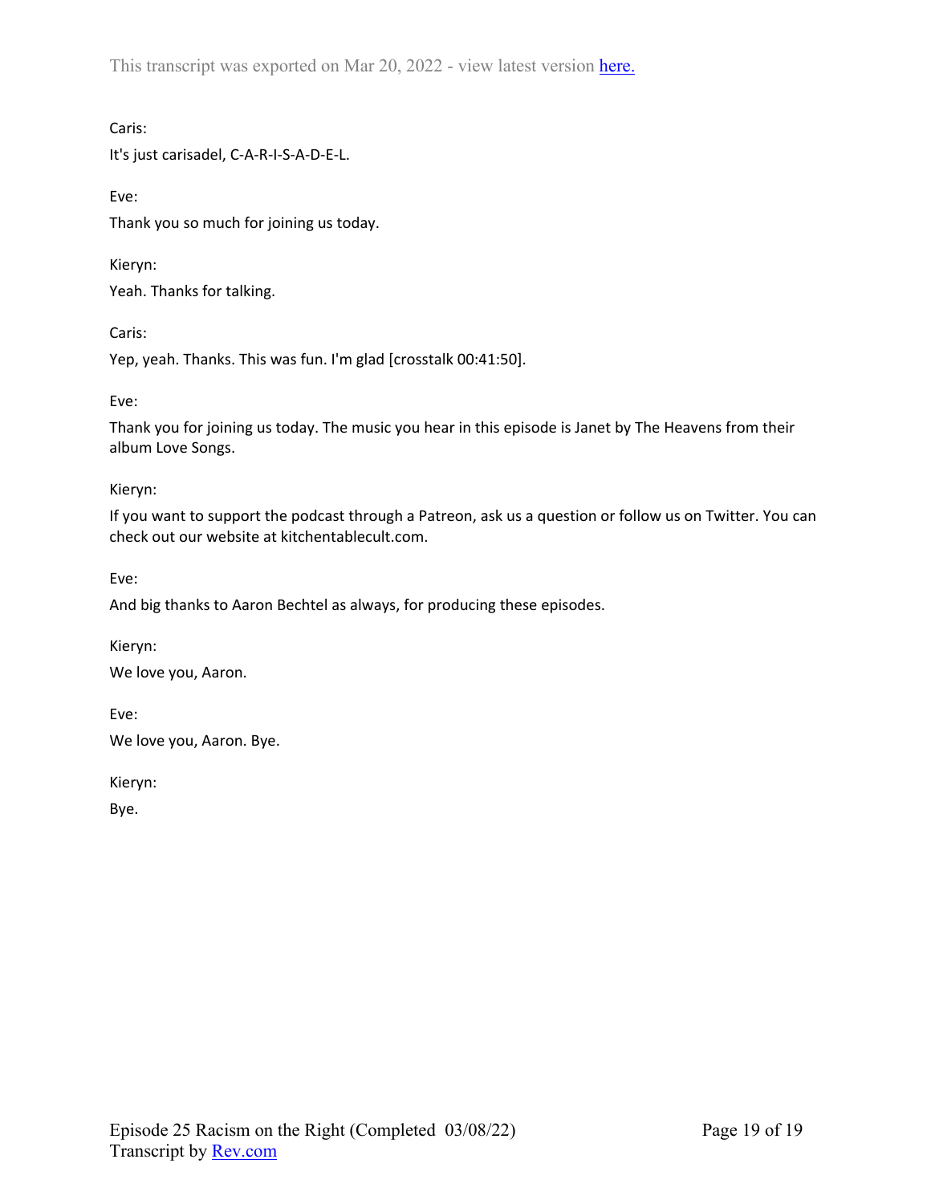Caris:

It's just carisadel, C-A-R-I-S-A-D-E-L.

Eve:

Thank you so much for joining us today.

Kieryn:

Yeah. Thanks for talking.

Caris:

Yep, yeah. Thanks. This was fun. I'm glad [crosstalk 00:41:50].

Eve:

Thank you for joining us today. The music you hear in this episode is Janet by The Heavens from their album Love Songs.

Kieryn:

If you want to support the podcast through a Patreon, ask us a question or follow us on Twitter. You can check out our website at kitchentablecult.com.

Eve:

And big thanks to Aaron Bechtel as always, for producing these episodes.

Kieryn:

We love you, Aaron.

Eve:

We love you, Aaron. Bye.

Kieryn:

Bye.